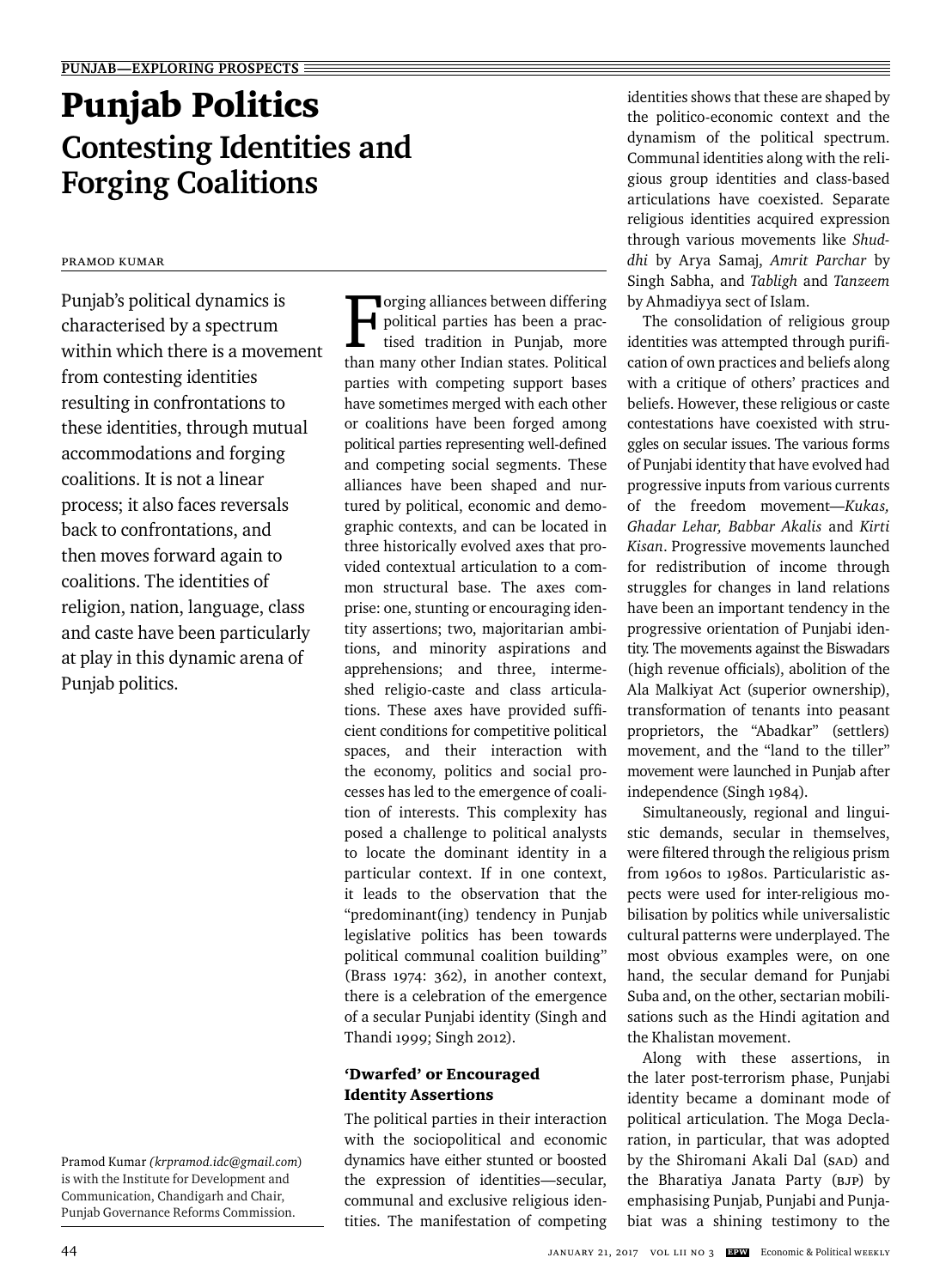PUNJAB—EXPLORING PROSPECTS

# Punjab Politics

## Contesting Identities and Forging Coalitions

PRAMOD KUMAR

Punjab's political dynamics is characterised by a spectrum within which there is a movement from contesting identities resulting in confrontations to these identities, through mutual accommodations and forging coalitions. It is not a linear process; it also faces reversals back to confrontations, and then moves forward again to coalitions. The identities of religion, nation, language, class and caste have been particularly at play in this dynamic arena of Punjab politics.

Pramod Kumar *(krpramod.idc@gmail.com)* is with the Institute for Development and Communication, Chandigarh and Chair, Punjab Governance Reforms Commission.

Forging alliances between differing political parties has been a practised tradition in Punjab, more than many other Indian states. Political parties with competing support bases have sometimes merged with each other or coalitions have been forged among political parties representing well-defined and competing social segments. These alliances have been shaped and nurtured by political, economic and demographic contexts, and can be located in three historically evolved axes that provided contextual articulation to a common structural base. The axes comprise: one, stunting or encouraging identity assertions; two, majoritarian ambitions, and minority aspirations and apprehensions; and three, intermeshed religio-caste and class articulations. These axes have provided sufficient conditions for competitive political spaces, and their interaction with the economy, politics and social processes has led to the emergence of coalition of interests. This complexity has posed a challenge to political analysts to locate the dominant identity in a particular context. If in one context, it leads to the observation that the "predominant(ing) tendency in Punjab legislative politics has been towards political communal coalition building" (Brass 1974: 362), in another context, there is a celebration of the emergence of a secular Punjabi identity (Singh and Thandi 1999; Singh 2012).

### 'Dwarfed' or Encouraged Identity Assertions

The political parties in their interaction with the sociopolitical and economic dynamics have either stunted or boosted the expression of identities—secular, communal and exclusive religious identities. The manifestation of competing identities shows that these are shaped by the politico-economic context and the dynamism of the political spectrum. Communal identities along with the religious group identities and class-based articulations have coexisted. Separate religious identities acquired expression through various movements like *Shuddhi* by Arya Samaj, *Amrit Parchar* by Singh Sabha, and *Tabligh* and *Tanzeem* by Ahmadiyya sect of Islam.

The consolidation of religious group identities was attempted through purification of own practices and beliefs along with a critique of others' practices and beliefs. However, these religious or caste contestations have coexisted with struggles on secular issues. The various forms of Punjabi identity that have evolved had progressive inputs from various currents of the freedom movement—*Kukas, Ghadar Lehar, Babbar Akalis* and *Kirti Kisan*. Progressive movements launched for redistribution of income through struggles for changes in land relations have been an important tendency in the progressive orientation of Punjabi identity. The movements against the Biswadars (high revenue officials), abolition of the Ala Malkiyat Act (superior ownership), transformation of tenants into peasant proprietors, the "Abadkar" (settlers) movement, and the "land to the tiller" movement were launched in Punjab after independence (Singh 1984).

Simultaneously, regional and linguistic demands, secular in themselves, were filtered through the religious prism from 1960s to 1980s. Particularistic aspects were used for inter-religious mobilisation by politics while universalistic cultural patterns were underplayed. The most obvious examples were, on one hand, the secular demand for Punjabi Suba and, on the other, sectarian mobilisations such as the Hindi agitation and the Khalistan movement.

Along with these assertions, in the later post-terrorism phase, Punjabi identity became a dominant mode of political articulation. The Moga Declaration, in particular, that was adopted by the Shiromani Akali Dal (SAD) and the Bharatiya Janata Party (BJP) by emphasising Punjab, Punjabi and Punjabiat was a shining testimony to the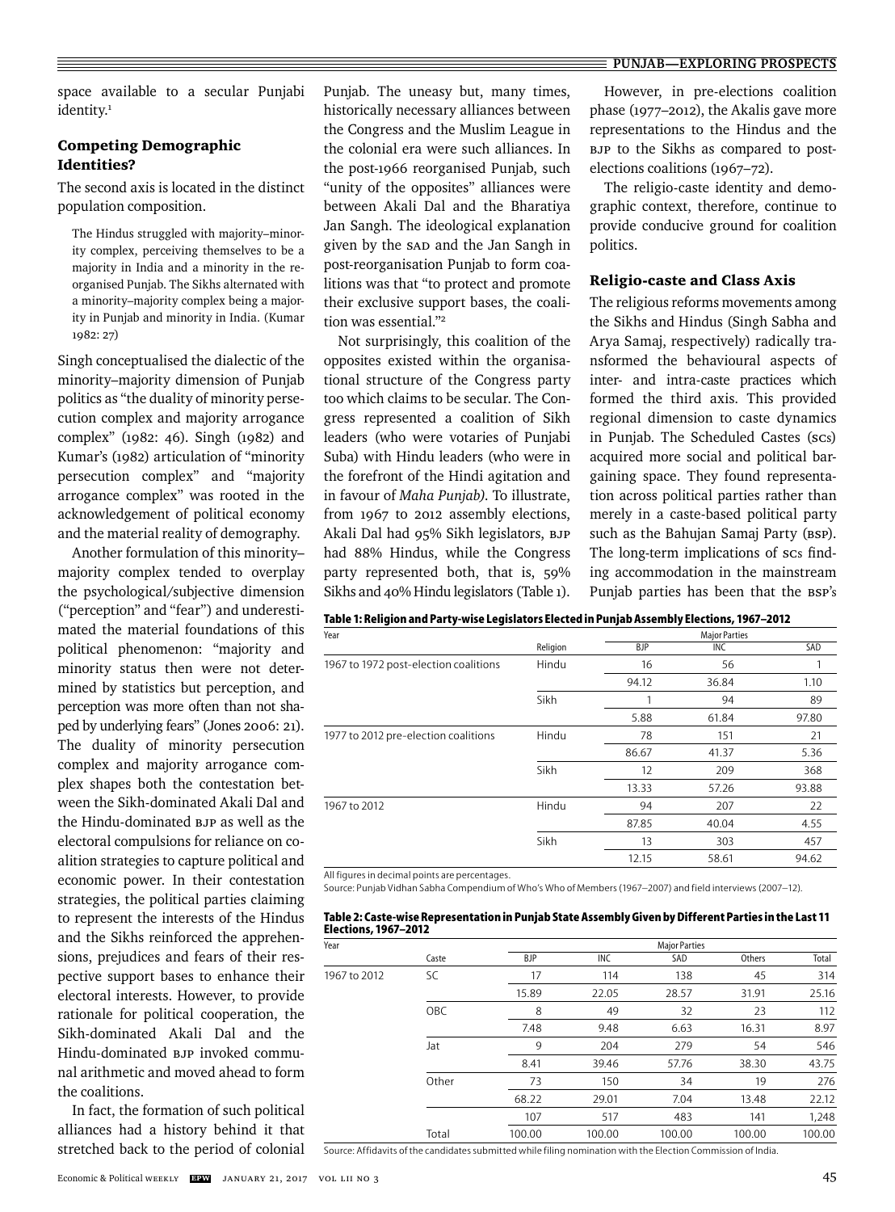space available to a secular Punjabi identity.[1]

### Competing Demographic Identities?

The second axis is located in the distinct population composition.

> The Hindus struggled with majority–minority complex, perceiving themselves to be a majority in India and a minority in the reorganised Punjab. The Sikhs alternated with a minority–majority complex being a majority in Punjab and minority in India. (Kumar 1982: 27)

Singh conceptualised the dialectic of the minority–majority dimension of Punjab politics as "the duality of minority persecution complex and majority arrogance complex" (1982: 46). Singh (1982) and Kumar's (1982) articulation of "minority persecution complex" and "majority arrogance complex" was rooted in the acknowledgement of political economy and the material reality of demography.

Another formulation of this minority–majority complex tended to overplay the psychological/subjective dimension ("perception" and "fear") and underestimated the material foundations of this political phenomenon: "majority and minority status then were not determined by statistics but perception, and perception was more often than not shaped by underlying fears" (Jones 2006: 21). The duality of minority persecution complex and majority arrogance complex shapes both the contestation between the Sikh-dominated Akali Dal and the Hindu-dominated BJP as well as the electoral compulsions for reliance on coalition strategies to capture political and economic power. In their contestation strategies, the political parties claiming to represent the interests of the Hindus and the Sikhs reinforced the apprehensions, prejudices and fears of their respective support bases to enhance their electoral interests. However, to provide rationale for political cooperation, the Sikh-dominated Akali Dal and the Hindu-dominated BJP invoked communal arithmetic and moved ahead to form the coalitions.

In fact, the formation of such political alliances had a history behind it that stretched back to the period of colonial Punjab. The uneasy but, many times, historically necessary alliances between the Congress and the Muslim League in the colonial era were such alliances. In the post-1966 reorganised Punjab, such "unity of the opposites" alliances were between Akali Dal and the Bharatiya Jan Sangh. The ideological explanation given by the SAD and the Jan Sangh in post-reorganisation Punjab to form coalitions was that "to protect and promote their exclusive support bases, the coalition was essential."[2]

Not surprisingly, this coalition of the opposites existed within the organisational structure of the Congress party too which claims to be secular. The Congress represented a coalition of Sikh leaders (who were votaries of Punjabi Suba) with Hindu leaders (who were in the forefront of the Hindi agitation and in favour of *Maha Punjab*). To illustrate, from 1967 to 2012 assembly elections, Akali Dal had 95% Sikh legislators, BJP had 88% Hindus, while the Congress party represented both, that is, 59% Sikhs and 40% Hindu legislators (Table 1).

However, in pre-elections coalition phase (1977–2012), the Akalis gave more representations to the Hindus and the BJP to the Sikhs as compared to post-elections coalitions (1967–72).

The religio-caste identity and demographic context, therefore, continue to provide conducive ground for coalition politics.

### Religio-caste and Class Axis

The religious reforms movements among the Sikhs and Hindus (Singh Sabha and Arya Samaj, respectively) radically transformed the behavioural aspects of inter- and intra-caste practices which formed the third axis. This provided regional dimension to caste dynamics in Punjab. The Scheduled Castes (SCs) acquired more social and political bargaining space. They found representation across political parties rather than merely in a caste-based political party such as the Bahujan Samaj Party (BSP). The long-term implications of SCs finding accommodation in the mainstream Punjab parties has been that the BSP's

**Table 1: Religion and Party-wise Legislators Elected in Punjab Assembly Elections, 1967–2012**

| Year | Religion | Major Parties | | |
|---|---|---|---|---|
| | | BJP | INC | SAD |
| 1967 to 1972 post-election coalitions | Hindu | 16 | 56 | 1 |
| | | 94.12 | 36.84 | 1.10 |
| | Sikh | 1 | 94 | 89 |
| | | 5.88 | 61.84 | 97.80 |
| 1977 to 2012 pre-election coalitions | Hindu | 78 | 151 | 21 |
| | | 86.67 | 41.37 | 5.36 |
| | Sikh | 12 | 209 | 368 |
| | | 13.33 | 57.26 | 93.88 |
| 1967 to 2012 | Hindu | 94 | 207 | 22 |
| | | 87.85 | 40.04 | 4.55 |
| | Sikh | 13 | 303 | 457 |
| | | 12.15 | 58.61 | 94.62 |

All figures in decimal points are percentages.
Source: Punjab Vidhan Sabha Compendium of Who's Who of Members (1967–2007) and field interviews (2007–12).

**Table 2: Caste-wise Representation in Punjab State Assembly Given by Different Parties in the Last 11 Elections, 1967–2012**

| Year | Caste | Major Parties | | | | |
|---|---|---|---|---|---|---|
| | | BJP | INC | SAD | Others | Total |
| 1967 to 2012 | SC | 17 | 114 | 138 | 45 | 314 |
| | | 15.89 | 22.05 | 28.57 | 31.91 | 25.16 |
| | OBC | 8 | 49 | 32 | 23 | 112 |
| | | 7.48 | 9.48 | 6.63 | 16.31 | 8.97 |
| | Jat | 9 | 204 | 279 | 54 | 546 |
| | | 8.41 | 39.46 | 57.76 | 38.30 | 43.75 |
| | Other | 73 | 150 | 34 | 19 | 276 |
| | | 68.22 | 29.01 | 7.04 | 13.48 | 22.12 |
| | | 107 | 517 | 483 | 141 | 1,248 |
| | Total | 100.00 | 100.00 | 100.00 | 100.00 | 100.00 |

Source: Affidavits of the candidates submitted while filing nomination with the Election Commission of India.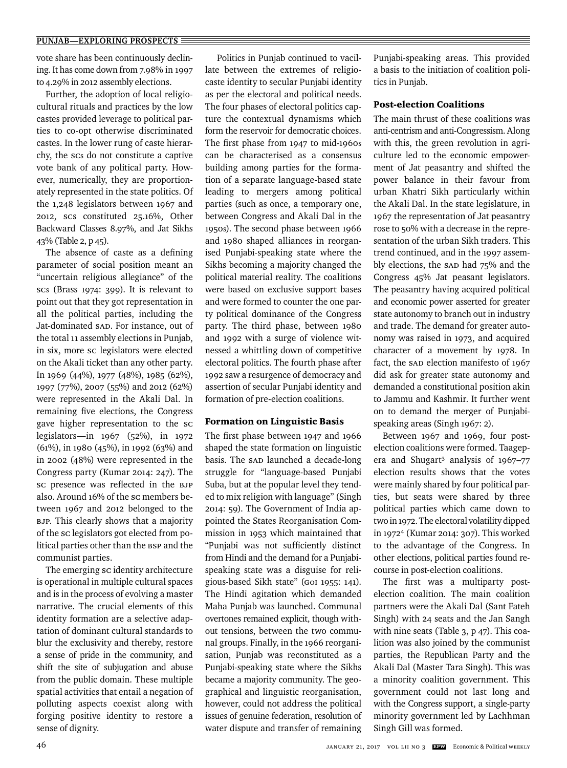vote share has been continuously declining. It has come down from 7.98% in 1997 to 4.29% in 2012 assembly elections.

Further, the adoption of local religio-cultural rituals and practices by the low castes provided leverage to political parties to co-opt otherwise discriminated castes. In the lower rung of caste hierarchy, the SCs do not constitute a captive vote bank of any political party. However, numerically, they are proportionately represented in the state politics. Of the 1,248 legislators between 1967 and 2012, SCs constituted 25.16%, Other Backward Classes 8.97%, and Jat Sikhs 43% (Table 2, p 45).

The absence of caste as a defining parameter of social position meant an "uncertain religious allegiance" of the SCs (Brass 1974: 399). It is relevant to point out that they got representation in all the political parties, including the Jat-dominated SAD. For instance, out of the total 11 assembly elections in Punjab, in six, more SC legislators were elected on the Akali ticket than any other party. In 1969 (44%), 1977 (48%), 1985 (62%), 1997 (77%), 2007 (55%) and 2012 (62%) were represented in the Akali Dal. In remaining five elections, the Congress gave higher representation to the SC legislators—in 1967 (52%), in 1972 (61%), in 1980 (45%), in 1992 (63%) and in 2002 (48%) were represented in the Congress party (Kumar 2014: 247). The SC presence was reflected in the BJP also. Around 16% of the SC members between 1967 and 2012 belonged to the BJP. This clearly shows that a majority of the SC legislators got elected from political parties other than the BSP and the communist parties.

The emerging SC identity architecture is operational in multiple cultural spaces and is in the process of evolving a master narrative. The crucial elements of this identity formation are a selective adaptation of dominant cultural standards to blur the exclusivity and thereby, restore a sense of pride in the community, and shift the site of subjugation and abuse from the public domain. These multiple spatial activities that entail a negation of polluting aspects coexist along with forging positive identity to restore a sense of dignity.

Politics in Punjab continued to vacillate between the extremes of religio-caste identity to secular Punjabi identity as per the electoral and political needs. The four phases of electoral politics capture the contextual dynamisms which form the reservoir for democratic choices. The first phase from 1947 to mid-1960s can be characterised as a consensus building among parties for the formation of a separate language-based state leading to mergers among political parties (such as once, a temporary one, between Congress and Akali Dal in the 1950s). The second phase between 1966 and 1980 shaped alliances in reorganised Punjabi-speaking state where the Sikhs becoming a majority changed the political material reality. The coalitions were based on exclusive support bases and were formed to counter the one party political dominance of the Congress party. The third phase, between 1980 and 1992 with a surge of violence witnessed a whittling down of competitive electoral politics. The fourth phase after 1992 saw a resurgence of democracy and assertion of secular Punjabi identity and formation of pre-election coalitions.

### Formation on Linguistic Basis

The first phase between 1947 and 1966 shaped the state formation on linguistic basis. The SAD launched a decade-long struggle for "language-based Punjabi Suba, but at the popular level they tended to mix religion with language" (Singh 2014: 59). The Government of India appointed the States Reorganisation Commission in 1953 which maintained that "Punjabi was not sufficiently distinct from Hindi and the demand for a Punjabi-speaking state was a disguise for religious-based Sikh state" (GoI 1955: 141). The Hindi agitation which demanded Maha Punjab was launched. Communal overtones remained explicit, though without tensions, between the two communal groups. Finally, in the 1966 reorganisation, Punjab was reconstituted as a Punjabi-speaking state where the Sikhs became a majority community. The geographical and linguistic reorganisation, however, could not address the political issues of genuine federation, resolution of water dispute and transfer of remaining Punjabi-speaking areas. This provided a basis to the initiation of coalition politics in Punjab.

### Post-election Coalitions

The main thrust of these coalitions was anti-centrism and anti-Congressism. Along with this, the green revolution in agriculture led to the economic empowerment of Jat peasantry and shifted the power balance in their favour from urban Khatri Sikh particularly within the Akali Dal. In the state legislature, in 1967 the representation of Jat peasantry rose to 50% with a decrease in the representation of the urban Sikh traders. This trend continued, and in the 1997 assembly elections, the SAD had 75% and the Congress 45% Jat peasant legislators. The peasantry having acquired political and economic power asserted for greater state autonomy to branch out in industry and trade. The demand for greater autonomy was raised in 1973, and acquired character of a movement by 1978. In fact, the SAD election manifesto of 1967 did ask for greater state autonomy and demanded a constitutional position akin to Jammu and Kashmir. It further went on to demand the merger of Punjabi-speaking areas (Singh 1967: 2).

Between 1967 and 1969, four post-election coalitions were formed. Taagepera and Shugart[3] analysis of 1967–77 election results shows that the votes were mainly shared by four political parties, but seats were shared by three political parties which came down to two in 1972. The electoral volatility dipped in 1972[4] (Kumar 2014: 307). This worked to the advantage of the Congress. In other elections, political parties found recourse in post-election coalitions.

The first was a multiparty post-election coalition. The main coalition partners were the Akali Dal (Sant Fateh Singh) with 24 seats and the Jan Sangh with nine seats (Table 3, p 47). This coalition was also joined by the communist parties, the Republican Party and the Akali Dal (Master Tara Singh). This was a minority coalition government. This government could not last long and with the Congress support, a single-party minority government led by Lachhman Singh Gill was formed.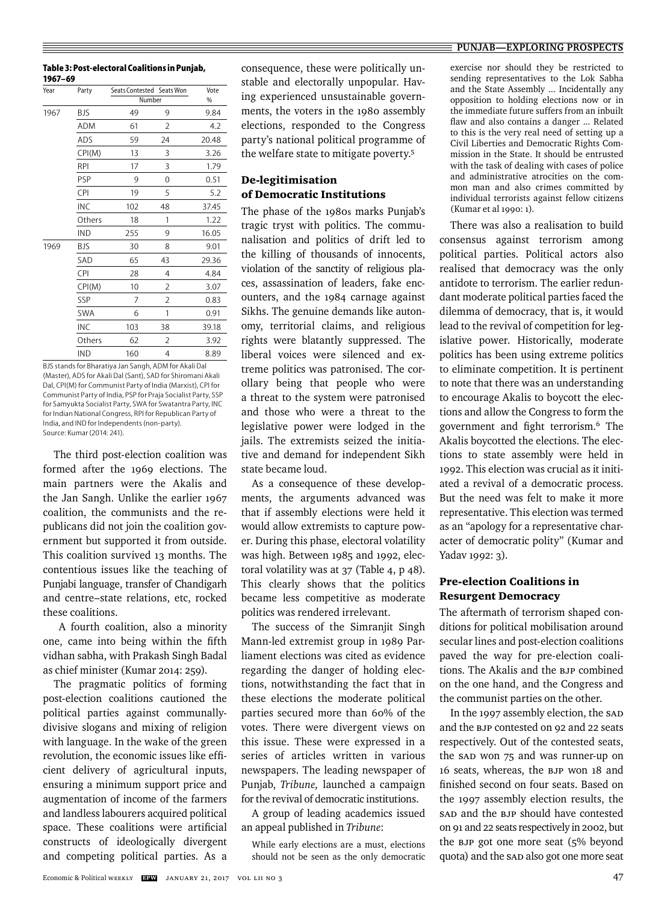**Table 3: Post-electoral Coalitions in Punjab, 1967–69**

| Year | Party | Seats Contested | Seats Won | Vote |
|---|---|---|---|---|
| | | Number | | % |
| 1967 | BJS | 49 | 9 | 9.84 |
| | ADM | 61 | 2 | 4.2 |
| | ADS | 59 | 24 | 20.48 |
| | CPI(M) | 13 | 3 | 3.26 |
| | RPI | 17 | 3 | 1.79 |
| | PSP | 9 | 0 | 0.51 |
| | CPI | 19 | 5 | 5.2 |
| | INC | 102 | 48 | 37.45 |
| | Others | 18 | 1 | 1.22 |
| | IND | 255 | 9 | 16.05 |
| 1969 | BJS | 30 | 8 | 9.01 |
| | SAD | 65 | 43 | 29.36 |
| | CPI | 28 | 4 | 4.84 |
| | CPI(M) | 10 | 2 | 3.07 |
| | SSP | 7 | 2 | 0.83 |
| | SWA | 6 | 1 | 0.91 |
| | INC | 103 | 38 | 39.18 |
| | Others | 62 | 2 | 3.92 |
| | IND | 160 | 4 | 8.89 |

BJS stands for Bharatiya Jan Sangh, ADM for Akali Dal (Master), ADS for Akali Dal (Sant), SAD for Shiromani Akali Dal, CPI(M) for Communist Party of India (Marxist), CPI for Communist Party of India, PSP for Praja Socialist Party, SSP for Samyukta Socialist Party, SWA for Swatantra Party, INC for Indian National Congress, RPI for Republican Party of India, and IND for Independents (non-party).
Source: Kumar (2014: 241).

The third post-election coalition was formed after the 1969 elections. The main partners were the Akalis and the Jan Sangh. Unlike the earlier 1967 coalition, the communists and the republicans did not join the coalition government but supported it from outside. This coalition survived 13 months. The contentious issues like the teaching of Punjabi language, transfer of Chandigarh and centre–state relations, etc, rocked these coalitions.

A fourth coalition, also a minority one, came into being within the fifth vidhan sabha, with Prakash Singh Badal as chief minister (Kumar 2014: 259).

The pragmatic politics of forming post-election coalitions cautioned the political parties against communally-divisive slogans and mixing of religion with language. In the wake of the green revolution, the economic issues like efficient delivery of agricultural inputs, ensuring a minimum support price and augmentation of income of the farmers and landless labourers acquired political space. These coalitions were artificial constructs of ideologically divergent and competing political parties. As a consequence, these were politically unstable and electorally unpopular. Having experienced unsustainable governments, the voters in the 1980 assembly elections, responded to the Congress party's national political programme of the welfare state to mitigate poverty.[5]

## De-legitimisation of Democratic Institutions

The phase of the 1980s marks Punjab's tragic tryst with politics. The communalisation and politics of drift led to the killing of thousands of innocents, violation of the sanctity of religious places, assassination of leaders, fake encounters, and the 1984 carnage against Sikhs. The genuine demands like autonomy, territorial claims, and religious rights were blatantly suppressed. The liberal voices were silenced and extreme politics was patronised. The corollary being that people who were a threat to the system were patronised and those who were a threat to the legislative power were lodged in the jails. The extremists seized the initiative and demand for independent Sikh state became loud.

As a consequence of these developments, the arguments advanced was that if assembly elections were held it would allow extremists to capture power. During this phase, electoral volatility was high. Between 1985 and 1992, electoral volatility was at 37 (Table 4, p 48). This clearly shows that the politics became less competitive as moderate politics was rendered irrelevant.

The success of the Simranjit Singh Mann-led extremist group in 1989 Parliament elections was cited as evidence regarding the danger of holding elections, notwithstanding the fact that in these elections the moderate political parties secured more than 60% of the votes. There were divergent views on this issue. These were expressed in a series of articles written in various newspapers. The leading newspaper of Punjab, *Tribune,* launched a campaign for the revival of democratic institutions.

A group of leading academics issued an appeal published in *Tribune*:

> While early elections are a must, elections should not be seen as the only democratic exercise nor should they be restricted to sending representatives to the Lok Sabha and the State Assembly ... Incidentally any opposition to holding elections now or in the immediate future suffers from an inbuilt flaw and also contains a danger ... Related to this is the very real need of setting up a Civil Liberties and Democratic Rights Commission in the State. It should be entrusted with the task of dealing with cases of police and administrative atrocities on the common man and also crimes committed by individual terrorists against fellow citizens (Kumar et al 1990: 1).

There was also a realisation to build consensus against terrorism among political parties. Political actors also realised that democracy was the only antidote to terrorism. The earlier redundant moderate political parties faced the dilemma of democracy, that is, it would lead to the revival of competition for legislative power. Historically, moderate politics has been using extreme politics to eliminate competition. It is pertinent to note that there was an understanding to encourage Akalis to boycott the elections and allow the Congress to form the government and fight terrorism.[6] The Akalis boycotted the elections. The elections to state assembly were held in 1992. This election was crucial as it initiated a revival of a democratic process. But the need was felt to make it more representative. This election was termed as an "apology for a representative character of democratic polity" (Kumar and Yadav 1992: 3).

## Pre-election Coalitions in Resurgent Democracy

The aftermath of terrorism shaped conditions for political mobilisation around secular lines and post-election coalitions paved the way for pre-election coalitions. The Akalis and the BJP combined on the one hand, and the Congress and the communist parties on the other.

In the 1997 assembly election, the SAD and the BJP contested on 92 and 22 seats respectively. Out of the contested seats, the SAD won 75 and was runner-up on 16 seats, whereas, the BJP won 18 and finished second on four seats. Based on the 1997 assembly election results, the SAD and the BJP should have contested on 91 and 22 seats respectively in 2002, but the BJP got one more seat (5% beyond quota) and the SAD also got one more seat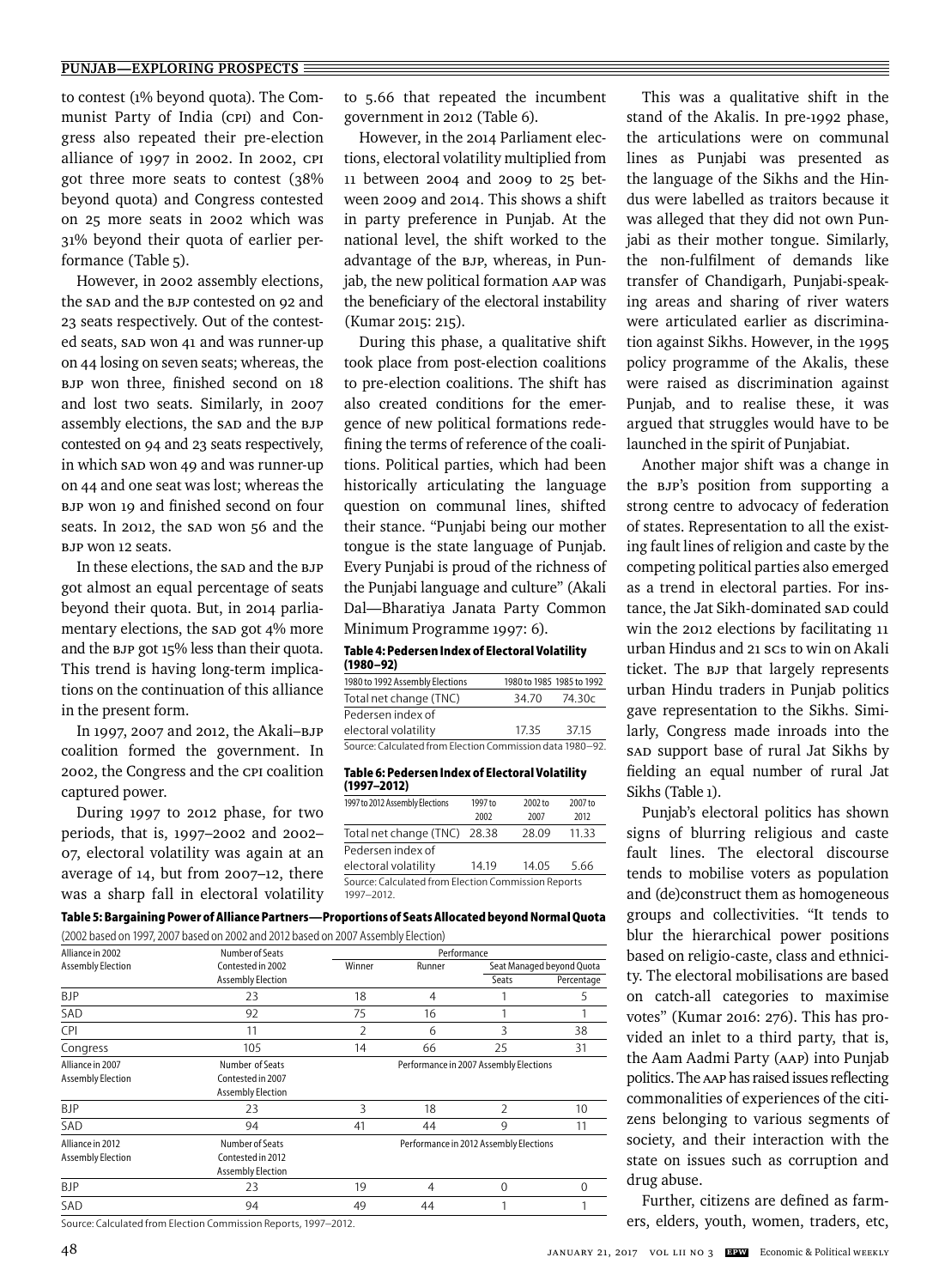to contest (1% beyond quota). The Communist Party of India (CPI) and Congress also repeated their pre-election alliance of 1997 in 2002. In 2002, CPI got three more seats to contest (38% beyond quota) and Congress contested on 25 more seats in 2002 which was 31% beyond their quota of earlier performance (Table 5).

However, in 2002 assembly elections, the SAD and the BJP contested on 92 and 23 seats respectively. Out of the contested seats, SAD won 41 and was runner-up on 44 losing on seven seats; whereas, the BJP won three, finished second on 18 and lost two seats. Similarly, in 2007 assembly elections, the SAD and the BJP contested on 94 and 23 seats respectively, in which SAD won 49 and was runner-up on 44 and one seat was lost; whereas the BJP won 19 and finished second on four seats. In 2012, the SAD won 56 and the BJP won 12 seats.

In these elections, the SAD and the BJP got almost an equal percentage of seats beyond their quota. But, in 2014 parliamentary elections, the SAD got 4% more and the BJP got 15% less than their quota. This trend is having long-term implications on the continuation of this alliance in the present form.

In 1997, 2007 and 2012, the Akali–BJP coalition formed the government. In 2002, the Congress and the CPI coalition captured power.

During 1997 to 2012 phase, for two periods, that is, 1997–2002 and 2002–07, electoral volatility was again at an average of 14, but from 2007–12, there was a sharp fall in electoral volatility to 5.66 that repeated the incumbent government in 2012 (Table 6).

However, in the 2014 Parliament elections, electoral volatility multiplied from 11 between 2004 and 2009 to 25 between 2009 and 2014. This shows a shift in party preference in Punjab. At the national level, the shift worked to the advantage of the BJP, whereas, in Punjab, the new political formation AAP was the beneficiary of the electoral instability (Kumar 2015: 215).

During this phase, a qualitative shift took place from post-election coalitions to pre-election coalitions. The shift has also created conditions for the emergence of new political formations redefining the terms of reference of the coalitions. Political parties, which had been historically articulating the language question on communal lines, shifted their stance. "Punjabi being our mother tongue is the state language of Punjab. Every Punjabi is proud of the richness of the Punjabi language and culture" (Akali Dal—Bharatiya Janata Party Common Minimum Programme 1997: 6).

**Table 4: Pedersen Index of Electoral Volatility (1980–92)**

| 1980 to 1992 Assembly Elections | 1980 to 1985 | 1985 to 1992 |
|---|---|---|
| Total net change (TNC) | 34.70 | 74.30c |
| Pedersen index of electoral volatility | 17.35 | 37.15 |

Source: Calculated from Election Commission data 1980–92.

**Table 6: Pedersen Index of Electoral Volatility (1997–2012)**

| 1997 to 2012 Assembly Elections | 1997 to 2002 | 2002 to 2007 | 2007 to 2012 |
|---|---|---|---|
| Total net change (TNC) | 28.38 | 28.09 | 11.33 |
| Pedersen index of electoral volatility | 14.19 | 14.05 | 5.66 |

Source: Calculated from Election Commission Reports 1997–2012.

**Table 5: Bargaining Power of Alliance Partners—Proportions of Seats Allocated beyond Normal Quota**
(2002 based on 1997, 2007 based on 2002 and 2012 based on 2007 Assembly Election)

| Alliance in 2002 Assembly Election | Number of Seats Contested in 2002 Assembly Election | Performance | | | |
|---|---|---|---|---|---|
| | | Winner | Runner | Seat Managed beyond Quota | |
| | | | | Seats | Percentage |
| BJP | 23 | 18 | 4 | 1 | 5 |
| SAD | 92 | 75 | 16 | 1 | 1 |
| CPI | 11 | 2 | 6 | 3 | 38 |
| Congress | 105 | 14 | 66 | 25 | 31 |
| **Alliance in 2007 Assembly Election** | **Number of Seats Contested in 2007 Assembly Election** | **Performance in 2007 Assembly Elections** | | | |
| BJP | 23 | 3 | 18 | 2 | 10 |
| SAD | 94 | 41 | 44 | 9 | 11 |
| **Alliance in 2012 Assembly Election** | **Number of Seats Contested in 2012 Assembly Election** | **Performance in 2012 Assembly Elections** | | | |
| BJP | 23 | 19 | 4 | 0 | 0 |
| SAD | 94 | 49 | 44 | 1 | 1 |

Source: Calculated from Election Commission Reports, 1997–2012.

This was a qualitative shift in the stand of the Akalis. In pre-1992 phase, the articulations were on communal lines as Punjabi was presented as the language of the Sikhs and the Hindus were labelled as traitors because it was alleged that they did not own Punjabi as their mother tongue. Similarly, the non-fulfilment of demands like transfer of Chandigarh, Punjabi-speaking areas and sharing of river waters were articulated earlier as discrimination against Sikhs. However, in the 1995 policy programme of the Akalis, these were raised as discrimination against Punjab, and to realise these, it was argued that struggles would have to be launched in the spirit of Punjabiat.

Another major shift was a change in the BJP's position from supporting a strong centre to advocacy of federation of states. Representation to all the existing fault lines of religion and caste by the competing political parties also emerged as a trend in electoral parties. For instance, the Jat Sikh-dominated SAD could win the 2012 elections by facilitating 11 urban Hindus and 21 SCs to win on Akali ticket. The BJP that largely represents urban Hindu traders in Punjab politics gave representation to the Sikhs. Similarly, Congress made inroads into the SAD support base of rural Jat Sikhs by fielding an equal number of rural Jat Sikhs (Table 1).

Punjab's electoral politics has shown signs of blurring religious and caste fault lines. The electoral discourse tends to mobilise voters as population and (de)construct them as homogeneous groups and collectivities. "It tends to blur the hierarchical power positions based on religio-caste, class and ethnicity. The electoral mobilisations are based on catch-all categories to maximise votes" (Kumar 2016: 276). This has provided an inlet to a third party, that is, the Aam Aadmi Party (AAP) into Punjab politics. The AAP has raised issues reflecting commonalities of experiences of the citizens belonging to various segments of society, and their interaction with the state on issues such as corruption and drug abuse.

Further, citizens are defined as farmers, elders, youth, women, traders, etc,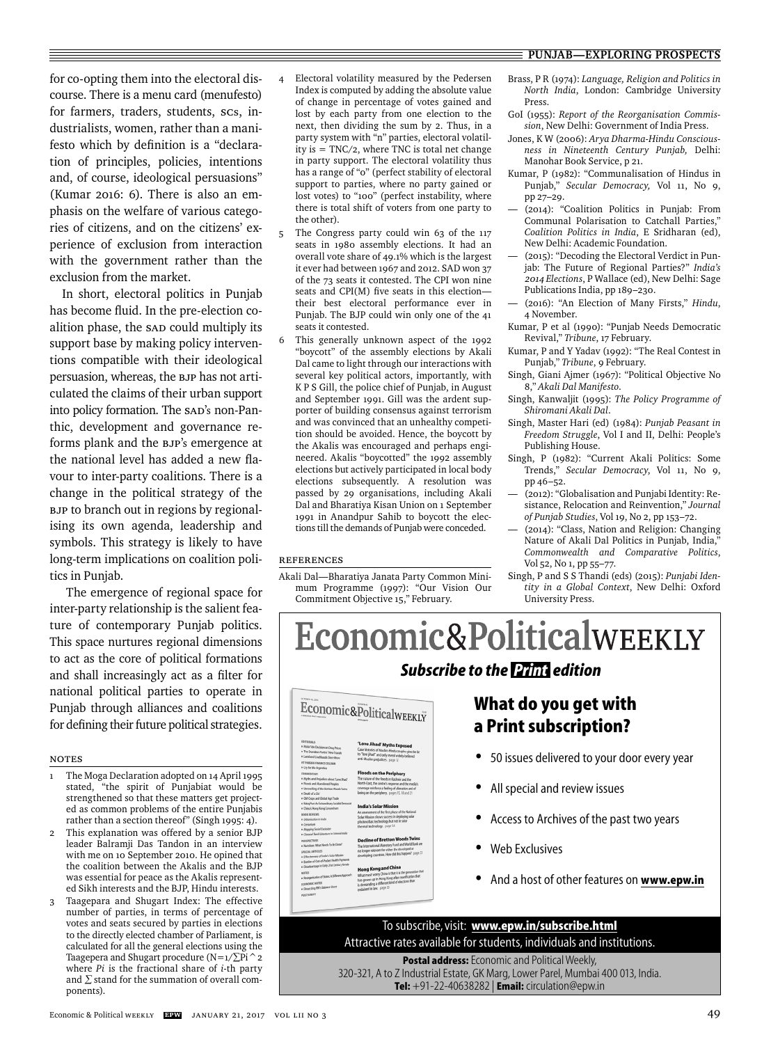for co-opting them into the electoral discourse. There is a menu card (menufesto) for farmers, traders, students, SCs, industrialists, women, rather than a manifesto which by definition is a "declaration of principles, policies, intentions and, of course, ideological persuasions" (Kumar 2016: 6). There is also an emphasis on the welfare of various categories of citizens, and on the citizens' experience of exclusion from interaction with the government rather than the exclusion from the market.

In short, electoral politics in Punjab has become fluid. In the pre-election coalition phase, the SAD could multiply its support base by making policy interventions compatible with their ideological persuasion, whereas, the BJP has not articulated the claims of their urban support into policy formation. The SAD's non-Panthic, development and governance reforms plank and the BJP's emergence at the national level has added a new flavour to inter-party coalitions. There is a change in the political strategy of the BJP to branch out in regions by regionalising its own agenda, leadership and symbols. This strategy is likely to have long-term implications on coalition politics in Punjab.

The emergence of regional space for inter-party relationship is the salient feature of contemporary Punjab politics. This space nurtures regional dimensions to act as the core of political formations and shall increasingly act as a filter for national political parties to operate in Punjab through alliances and coalitions for defining their future political strategies.

## Notes

1. The Moga Declaration adopted on 14 April 1995 stated, "the spirit of Punjabiat would be strengthened so that these matters get projected as common problems of the entire Punjabis rather than a section thereof" (Singh 1995: 4).
2. This explanation was offered by a senior BJP leader Balramji Das Tandon in an interview with me on 10 September 2010. He opined that the coalition between the Akalis and the BJP was essential for peace as the Akalis represented Sikh interests and the BJP, Hindu interests.
3. Taagepara and Shugart Index: The effective number of parties, in terms of percentage of votes and seats secured by parties in elections to the directly elected chamber of Parliament, is calculated for all the general elections using the Taagepera and Shugart procedure ($N=1/\sum Pi^2$ where $Pi$ is the fractional share of $i$-th party and $\sum$ stand for the summation of overall components).
4. Electoral volatility measured by the Pedersen Index is computed by adding the absolute value of change in percentage of votes gained and lost by each party from one election to the next, then dividing the sum by 2. Thus, in a party system with "n" parties, electoral volatility is = TNC/2, where TNC is total net change in party support. The electoral volatility thus has a range of "0" (perfect stability of electoral support to parties, where no party gained or lost votes) to "100" (perfect instability, where there is total shift of voters from one party to the other).
5. The Congress party could win 63 of the 117 seats in 1980 assembly elections. It had an overall vote share of 49.1% which is the largest it ever had between 1967 and 2012. SAD won 37 of the 73 seats it contested. The CPI won nine seats and CPI(M) five seats in this election—their best electoral performance ever in Punjab. The BJP could win only one of the 41 seats it contested.
6. This generally unknown aspect of the 1992 "boycott" of the assembly elections by Akali Dal came to light through our interactions with several key political actors, importantly, with K P S Gill, the police chief of Punjab, in August and September 1991. Gill was the ardent supporter of building consensus against terrorism and was convinced that an unhealthy competition should be avoided. Hence, the boycott by the Akalis was encouraged and perhaps engineered. Akalis "boycotted" the 1992 assembly elections but actively participated in local body elections subsequently. A resolution was passed by 29 organisations, including Akali Dal and Bharatiya Kisan Union on 1 September 1991 in Anandpur Sahib to boycott the elections till the demands of Punjab were conceded.

## References

Akali Dal—Bharatiya Janata Party Common Minimum Programme (1997): "Our Vision Our Commitment Objective 15," February.

Brass, P R (1974): *Language, Religion and Politics in North India*, London: Cambridge University Press.

GoI (1955): *Report of the Reorganisation Commission*, New Delhi: Government of India Press.

Jones, K W (2006): *Arya Dharma-Hindu Consciousness in Nineteenth Century Punjab,* Delhi: Manohar Book Service, p 21.

Kumar, P (1982): "Communalisation of Hindus in Punjab," *Secular Democracy,* Vol 11, No 9, pp 27–29.

— (2014): "Coalition Politics in Punjab: From Communal Polarisation to Catchall Parties," *Coalition Politics in India*, E Sridharan (ed), New Delhi: Academic Foundation.

— (2015): "Decoding the Electoral Verdict in Punjab: The Future of Regional Parties?" *India's 2014 Elections*, P Wallace (ed), New Delhi: Sage Publications India, pp 189–230.

— (2016): "An Election of Many Firsts," *Hindu,* 4 November.

Kumar, P et al (1990): "Punjab Needs Democratic Revival," *Tribune*, 17 February.

Kumar, P and Y Yadav (1992): "The Real Contest in Punjab," *Tribune*, 9 February.

Singh, Giani Ajmer (1967): "Political Objective No 8," *Akali Dal Manifesto*.

Singh, Kanwaljit (1995): *The Policy Programme of Shiromani Akali Dal*.

Singh, Master Hari (ed) (1984): *Punjab Peasant in Freedom Struggle,* Vol I and II, Delhi: People's Publishing House.

Singh, P (1982): "Current Akali Politics: Some Trends," *Secular Democracy,* Vol 11, No 9, pp 46–52.

— (2012): "Globalisation and Punjabi Identity: Resistance, Relocation and Reinvention," *Journal of Punjab Studies*, Vol 19, No 2, pp 153–72.

— (2014): "Class, Nation and Religion: Changing Nature of Akali Dal Politics in Punjab, India," *Commonwealth and Comparative Politics,* Vol 52, No 1, pp 55–77.

Singh, P and S S Thandi (eds) (2015): *Punjabi Identity in a Global Context*, New Delhi: Oxford University Press.

Economic&Political WEEKLY

***Subscribe to the Print edition***

## What do you get with a Print subscription?

- 50 issues delivered to your door every year
- All special and review issues
- Access to Archives of the past two years
- Web Exclusives
- And a host of other features on **www.epw.in**

To subscribe, visit: **www.epw.in/subscribe.html**

Attractive rates available for students, individuals and institutions.

**Postal address:** Economic and Political Weekly, 320-321, A to Z Industrial Estate, GK Marg, Lower Parel, Mumbai 400 013, India. **Tel:** +91-22-40638282 | **Email:** circulation@epw.in